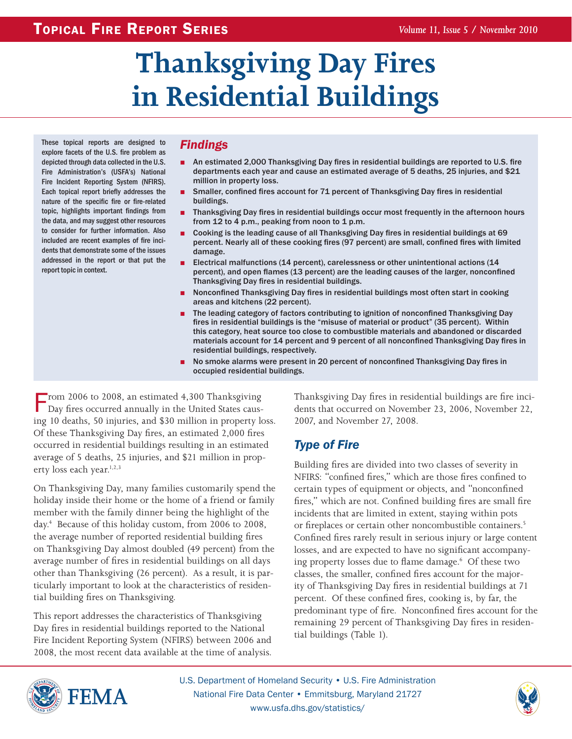# Thanksgiving Day Fires in Residential Buildings

These topical reports are designed to explore facets of the U.S. fire problem as depicted through data collected in the U.S. Fire Administration's (USFA's) National Fire Incident Reporting System (NFIRS). Each topical report briefly addresses the nature of the specific fire or fire-related topic, highlights important findings from the data, and may suggest other resources to consider for further information. Also included are recent examples of fire incidents that demonstrate some of the issues addressed in the report or that put the report topic in context.

## *Findings*

- An estimated 2,000 Thanksgiving Day fires in residential buildings are reported to U.S. fire departments each year and cause an estimated average of 5 deaths, 25 injuries, and $21 million in property loss.
- Smaller, confined fires account for 71 percent of Thanksgiving Day fires in residential buildings.
- Thanksgiving Day fires in residential buildings occur most frequently in the afternoon hours from 12 to 4 p.m., peaking from noon to 1 p.m.
- Cooking is the leading cause of all Thanksgiving Day fires in residential buildings at 69 percent. Nearly all of these cooking fires (97 percent) are small, confined fires with limited damage.
- Electrical malfunctions (14 percent), carelessness or other unintentional actions (14 percent), and open flames (13 percent) are the leading causes of the larger, nonconfined Thanksgiving Day fires in residential buildings.
- Nonconfined Thanksgiving Day fires in residential buildings most often start in cooking areas and kitchens (22 percent).
- The leading category of factors contributing to ignition of nonconfined Thanksgiving Day fires in residential buildings is the "misuse of material or product" (35 percent). Within this category, heat source too close to combustible materials and abandoned or discarded materials account for 14 percent and 9 percent of all nonconfined Thanksgiving Day fires in residential buildings, respectively.
- No smoke alarms were present in 20 percent of nonconfined Thanksgiving Day fires in occupied residential buildings.

From 2006 to 2008, an estimated 4,300 Thanksgiving Day fires occurred annually in the United States causing 10 deaths, 50 injuries, and $30 million in property loss. Of these Thanksgiving Day fires, an estimated 2,000 fires occurred in residential buildings resulting in an estimated average of 5 deaths, 25 injuries, and $21 million in property loss each year.[1,2,3]

On Thanksgiving Day, many families customarily spend the holiday inside their home or the home of a friend or family member with the family dinner being the highlight of the day.[4] Because of this holiday custom, from 2006 to 2008, the average number of reported residential building fires on Thanksgiving Day almost doubled (49 percent) from the average number of fires in residential buildings on all days other than Thanksgiving (26 percent). As a result, it is particularly important to look at the characteristics of residential building fires on Thanksgiving.

This report addresses the characteristics of Thanksgiving Day fires in residential buildings reported to the National Fire Incident Reporting System (NFIRS) between 2006 and 2008, the most recent data available at the time of analysis. Thanksgiving Day fires in residential buildings are fire incidents that occurred on November 23, 2006, November 22, 2007, and November 27, 2008.

## *Type of Fire*

Building fires are divided into two classes of severity in NFIRS: "confined fires," which are those fires confined to certain types of equipment or objects, and "nonconfined fires," which are not. Confined building fires are small fire incidents that are limited in extent, staying within pots or fireplaces or certain other noncombustible containers.[5] Confined fires rarely result in serious injury or large content losses, and are expected to have no significant accompanying property losses due to flame damage.[6] Of these two classes, the smaller, confined fires account for the majority of Thanksgiving Day fires in residential buildings at 71 percent. Of these confined fires, cooking is, by far, the predominant type of fire. Nonconfined fires account for the remaining 29 percent of Thanksgiving Day fires in residential buildings (Table 1).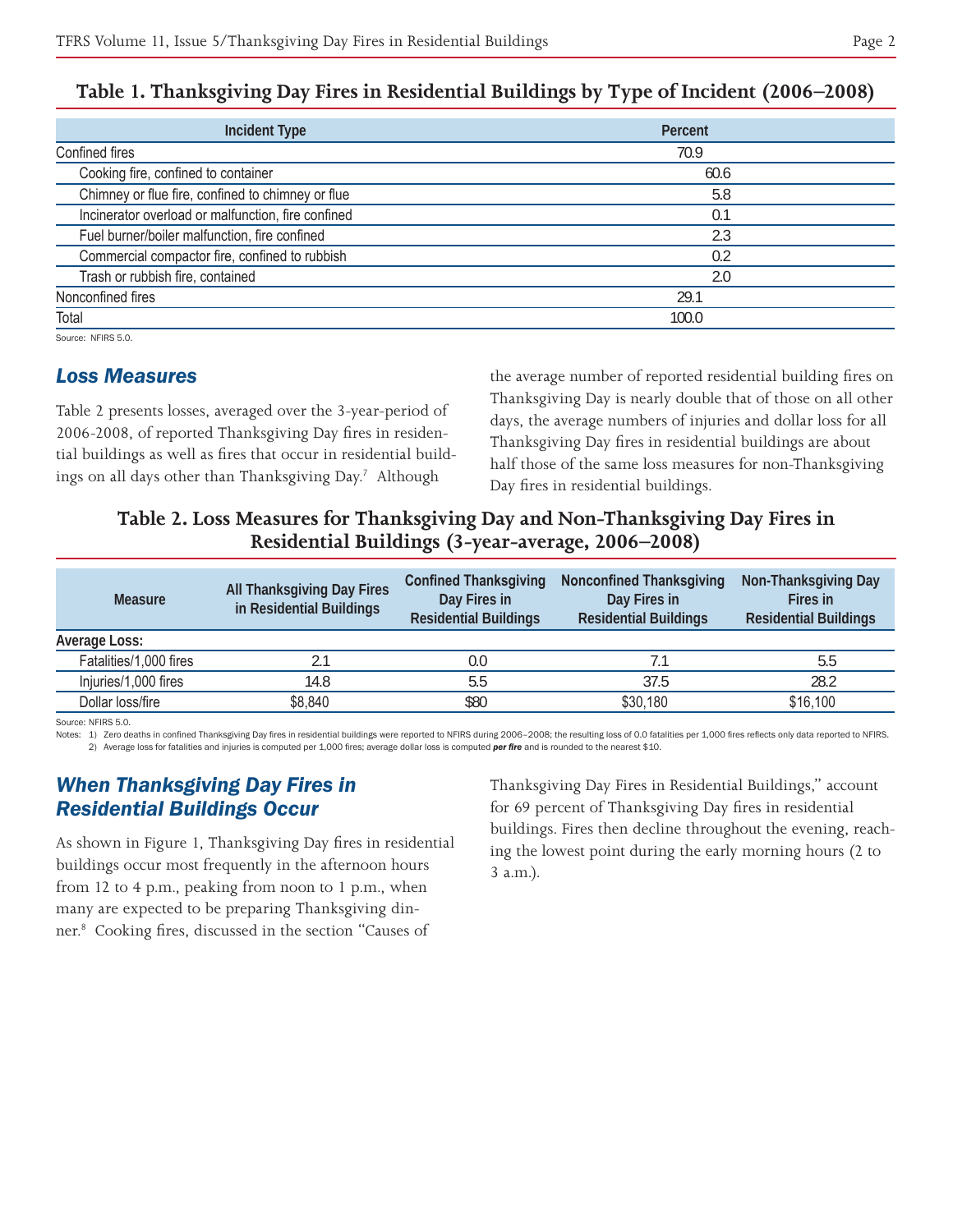## Table 1. Thanksgiving Day Fires in Residential Buildings by Type of Incident (2006–2008)

| Incident Type | Percent |
|---|---|
| Confined fires | 70.9 |
| Cooking fire, confined to container | 60.6 |
| Chimney or flue fire, confined to chimney or flue | 5.8 |
| Incinerator overload or malfunction, fire confined | 0.1 |
| Fuel burner/boiler malfunction, fire confined | 2.3 |
| Commercial compactor fire, confined to rubbish | 0.2 |
| Trash or rubbish fire, contained | 2.0 |
| Nonconfined fires | 29.1 |
| Total | 100.0 |

Source: NFIRS 5.0.

## *Loss Measures*

Table 2 presents losses, averaged over the 3-year-period of 2006-2008, of reported Thanksgiving Day fires in residential buildings as well as fires that occur in residential buildings on all days other than Thanksgiving Day.[7] Although the average number of reported residential building fires on Thanksgiving Day is nearly double that of those on all other days, the average numbers of injuries and dollar loss for all Thanksgiving Day fires in residential buildings are about half those of the same loss measures for non-Thanksgiving Day fires in residential buildings.

## Table 2. Loss Measures for Thanksgiving Day and Non-Thanksgiving Day Fires in Residential Buildings (3-year-average, 2006–2008)

| Measure | All Thanksgiving Day Fires in Residential Buildings | Confined Thanksgiving Day Fires in Residential Buildings | Nonconfined Thanksgiving Day Fires in Residential Buildings | Non-Thanksgiving Day Fires in Residential Buildings |
|---|---|---|---|---|
| **Average Loss:** | | | | |
| Fatalities/1,000 fires | 2.1 | 0.0 | 7.1 | 5.5 |
| Injuries/1,000 fires | 14.8 | 5.5 | 37.5 | 28.2 |
| Dollar loss/fire | $8,840 | $80 | $30,180 | $16,100 |

Source: NFIRS 5.0.

Notes: 1) Zero deaths in confined Thanksgiving Day fires in residential buildings were reported to NFIRS during 2006–2008; the resulting loss of 0.0 fatalities per 1,000 fires reflects only data reported to NFIRS.
2) Average loss for fatalities and injuries is computed per 1,000 fires; average dollar loss is computed ***per fire*** and is rounded to the nearest $10.

## *When Thanksgiving Day Fires in Residential Buildings Occur*

As shown in Figure 1, Thanksgiving Day fires in residential buildings occur most frequently in the afternoon hours from 12 to 4 p.m., peaking from noon to 1 p.m., when many are expected to be preparing Thanksgiving dinner.[8] Cooking fires, discussed in the section "Causes of Thanksgiving Day Fires in Residential Buildings," account for 69 percent of Thanksgiving Day fires in residential buildings. Fires then decline throughout the evening, reaching the lowest point during the early morning hours (2 to 3 a.m.).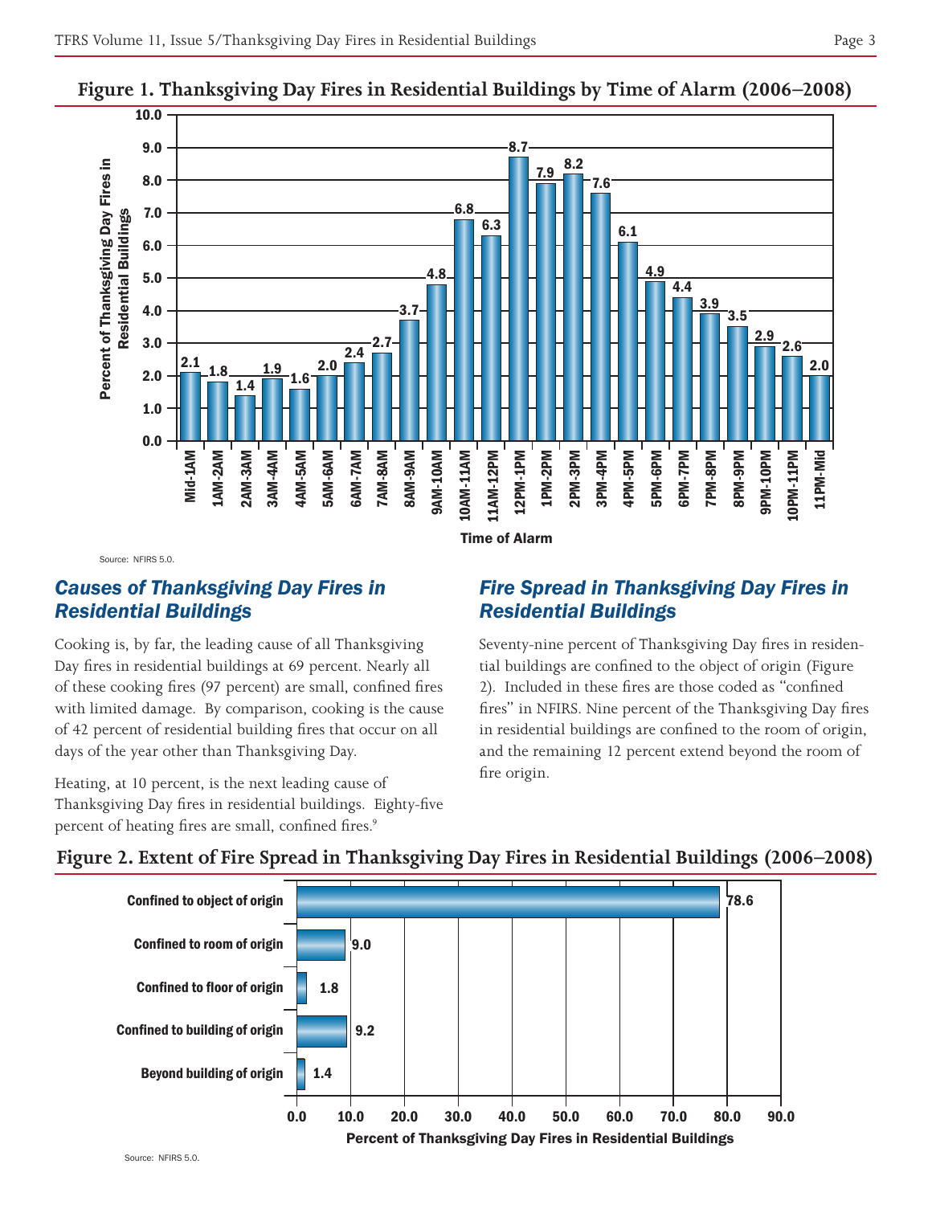**Figure 1. Thanksgiving Day Fires in Residential Buildings by Time of Alarm (2006–2008)**

| Time of Alarm | Percent of Thanksgiving Day Fires in Residential Buildings |
|---|---|
| Mid-1AM | 2.1 |
| 1AM-2AM | 1.8 |
| 2AM-3AM | 1.4 |
| 3AM-4AM | 1.9 |
| 4AM-5AM | 1.6 |
| 5AM-6AM | 2.0 |
| 6AM-7AM | 2.4 |
| 7AM-8AM | 2.7 |
| 8AM-9AM | 3.7 |
| 9AM-10AM | 4.8 |
| 10AM-11AM | 6.8 |
| 11AM-12PM | 6.3 |
| 12PM-1PM | 8.7 |
| 1PM-2PM | 7.9 |
| 2PM-3PM | 8.2 |
| 3PM-4PM | 7.6 |
| 4PM-5PM | 6.1 |
| 5PM-6PM | 4.9 |
| 6PM-7PM | 4.4 |
| 7PM-8PM | 3.9 |
| 8PM-9PM | 3.5 |
| 9PM-10PM | 2.9 |
| 10PM-11PM | 2.6 |
| 11PM-Mid | 2.0 |

Source: NFIRS 5.0.

## *Causes of Thanksgiving Day Fires in Residential Buildings*

Cooking is, by far, the leading cause of all Thanksgiving Day fires in residential buildings at 69 percent. Nearly all of these cooking fires (97 percent) are small, confined fires with limited damage. By comparison, cooking is the cause of 42 percent of residential building fires that occur on all days of the year other than Thanksgiving Day.

Heating, at 10 percent, is the next leading cause of Thanksgiving Day fires in residential buildings. Eighty-five percent of heating fires are small, confined fires.[9]

## *Fire Spread in Thanksgiving Day Fires in Residential Buildings*

Seventy-nine percent of Thanksgiving Day fires in residential buildings are confined to the object of origin (Figure 2). Included in these fires are those coded as "confined fires" in NFIRS. Nine percent of the Thanksgiving Day fires in residential buildings are confined to the room of origin, and the remaining 12 percent extend beyond the room of fire origin.

**Figure 2. Extent of Fire Spread in Thanksgiving Day Fires in Residential Buildings (2006–2008)**

| Extent of Fire Spread | Percent of Thanksgiving Day Fires in Residential Buildings |
|---|---|
| Confined to object of origin | 78.6 |
| Confined to room of origin | 9.0 |
| Confined to floor of origin | 1.8 |
| Confined to building of origin | 9.2 |
| Beyond building of origin | 1.4 |

Source: NFIRS 5.0.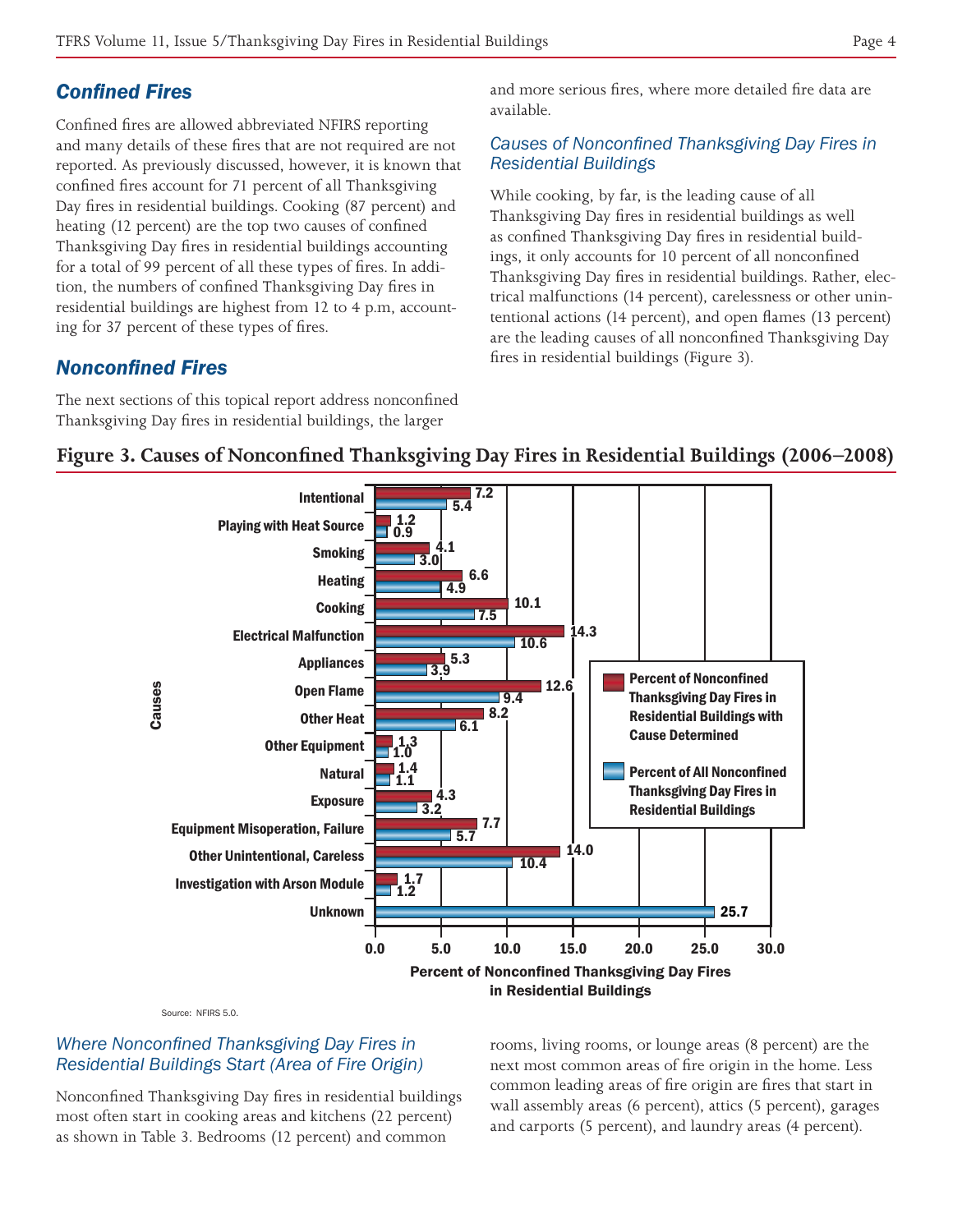## *Confined Fires*

Confined fires are allowed abbreviated NFIRS reporting and many details of these fires that are not required are not reported. As previously discussed, however, it is known that confined fires account for 71 percent of all Thanksgiving Day fires in residential buildings. Cooking (87 percent) and heating (12 percent) are the top two causes of confined Thanksgiving Day fires in residential buildings accounting for a total of 99 percent of all these types of fires. In addition, the numbers of confined Thanksgiving Day fires in residential buildings are highest from 12 to 4 p.m, accounting for 37 percent of these types of fires.

## *Nonconfined Fires*

The next sections of this topical report address nonconfined Thanksgiving Day fires in residential buildings, the larger and more serious fires, where more detailed fire data are available.

### *Causes of Nonconfined Thanksgiving Day Fires in Residential Buildings*

While cooking, by far, is the leading cause of all Thanksgiving Day fires in residential buildings as well as confined Thanksgiving Day fires in residential buildings, it only accounts for 10 percent of all nonconfined Thanksgiving Day fires in residential buildings. Rather, electrical malfunctions (14 percent), carelessness or other unintentional actions (14 percent), and open flames (13 percent) are the leading causes of all nonconfined Thanksgiving Day fires in residential buildings (Figure 3).

**Figure 3. Causes of Nonconfined Thanksgiving Day Fires in Residential Buildings (2006–2008)**

| Causes | Percent of Nonconfined Thanksgiving Day Fires in Residential Buildings with Cause Determined | Percent of All Nonconfined Thanksgiving Day Fires in Residential Buildings |
|---|---|---|
| Intentional | 7.2 | 5.4 |
| Playing with Heat Source | 1.2 | 0.9 |
| Smoking | 4.1 | 3.0 |
| Heating | 6.6 | 4.9 |
| Cooking | 10.1 | 7.5 |
| Electrical Malfunction | 14.3 | 10.6 |
| Appliances | 5.3 | 3.9 |
| Open Flame | 12.6 | 9.4 |
| Other Heat | 8.2 | 6.1 |
| Other Equipment | 1.3 | 1.0 |
| Natural | 1.4 | 1.1 |
| Exposure | 4.3 | 3.2 |
| Equipment Misoperation, Failure | 7.7 | 5.7 |
| Other Unintentional, Careless | 14.0 | 10.4 |
| Investigation with Arson Module | 1.7 | 1.2 |
| Unknown | | 25.7 |

Percent of Nonconfined Thanksgiving Day Fires in Residential Buildings

Source: NFIRS 5.0.

### *Where Nonconfined Thanksgiving Day Fires in Residential Buildings Start (Area of Fire Origin)*

Nonconfined Thanksgiving Day fires in residential buildings most often start in cooking areas and kitchens (22 percent) as shown in Table 3. Bedrooms (12 percent) and common rooms, living rooms, or lounge areas (8 percent) are the next most common areas of fire origin in the home. Less common leading areas of fire origin are fires that start in wall assembly areas (6 percent), attics (5 percent), garages and carports (5 percent), and laundry areas (4 percent).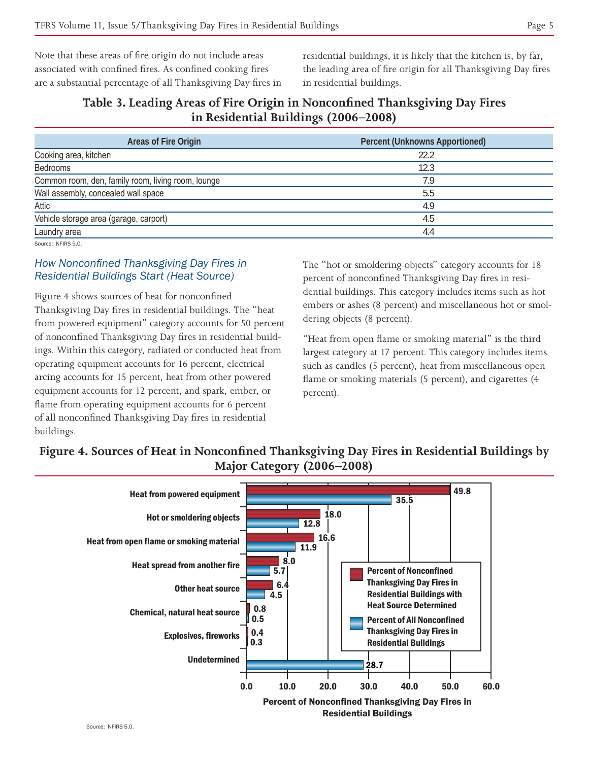Note that these areas of fire origin do not include areas associated with confined fires. As confined cooking fires are a substantial percentage of all Thanksgiving Day fires in residential buildings, it is likely that the kitchen is, by far, the leading area of fire origin for all Thanksgiving Day fires in residential buildings.

**Table 3. Leading Areas of Fire Origin in Nonconfined Thanksgiving Day Fires in Residential Buildings (2006–2008)**

| Areas of Fire Origin | Percent (Unknowns Apportioned) |
|---|---|
| Cooking area, kitchen | 22.2 |
| Bedrooms | 12.3 |
| Common room, den, family room, living room, lounge | 7.9 |
| Wall assembly, concealed wall space | 5.5 |
| Attic | 4.9 |
| Vehicle storage area (garage, carport) | 4.5 |
| Laundry area | 4.4 |

Source: NFIRS 5.0.

### *How Nonconfined Thanksgiving Day Fires in Residential Buildings Start (Heat Source)*

Figure 4 shows sources of heat for nonconfined Thanksgiving Day fires in residential buildings. The "heat from powered equipment" category accounts for 50 percent of nonconfined Thanksgiving Day fires in residential buildings. Within this category, radiated or conducted heat from operating equipment accounts for 16 percent, electrical arcing accounts for 15 percent, heat from other powered equipment accounts for 12 percent, and spark, ember, or flame from operating equipment accounts for 6 percent of all nonconfined Thanksgiving Day fires in residential buildings.

The "hot or smoldering objects" category accounts for 18 percent of nonconfined Thanksgiving Day fires in residential buildings. This category includes items such as hot embers or ashes (8 percent) and miscellaneous hot or smoldering objects (8 percent).

"Heat from open flame or smoking material" is the third largest category at 17 percent. This category includes items such as candles (5 percent), heat from miscellaneous open flame or smoking materials (5 percent), and cigarettes (4 percent).

**Figure 4. Sources of Heat in Nonconfined Thanksgiving Day Fires in Residential Buildings by Major Category (2006–2008)**

| Heat Source | Percent of Nonconfined Thanksgiving Day Fires in Residential Buildings with Heat Source Determined | Percent of All Nonconfined Thanksgiving Day Fires in Residential Buildings |
|---|---|---|
| Heat from powered equipment | 49.8 | 35.5 |
| Hot or smoldering objects | 18.0 | 12.8 |
| Heat from open flame or smoking material | 16.6 | 11.9 |
| Heat spread from another fire | 8.0 | 5.7 |
| Other heat source | 6.4 | 4.5 |
| Chemical, natural heat source | 0.8 | 0.5 |
| Explosives, fireworks | 0.4 | 0.3 |
| Undetermined | | 28.7 |

Percent of Nonconfined Thanksgiving Day Fires in Residential Buildings

Source: NFIRS 5.0.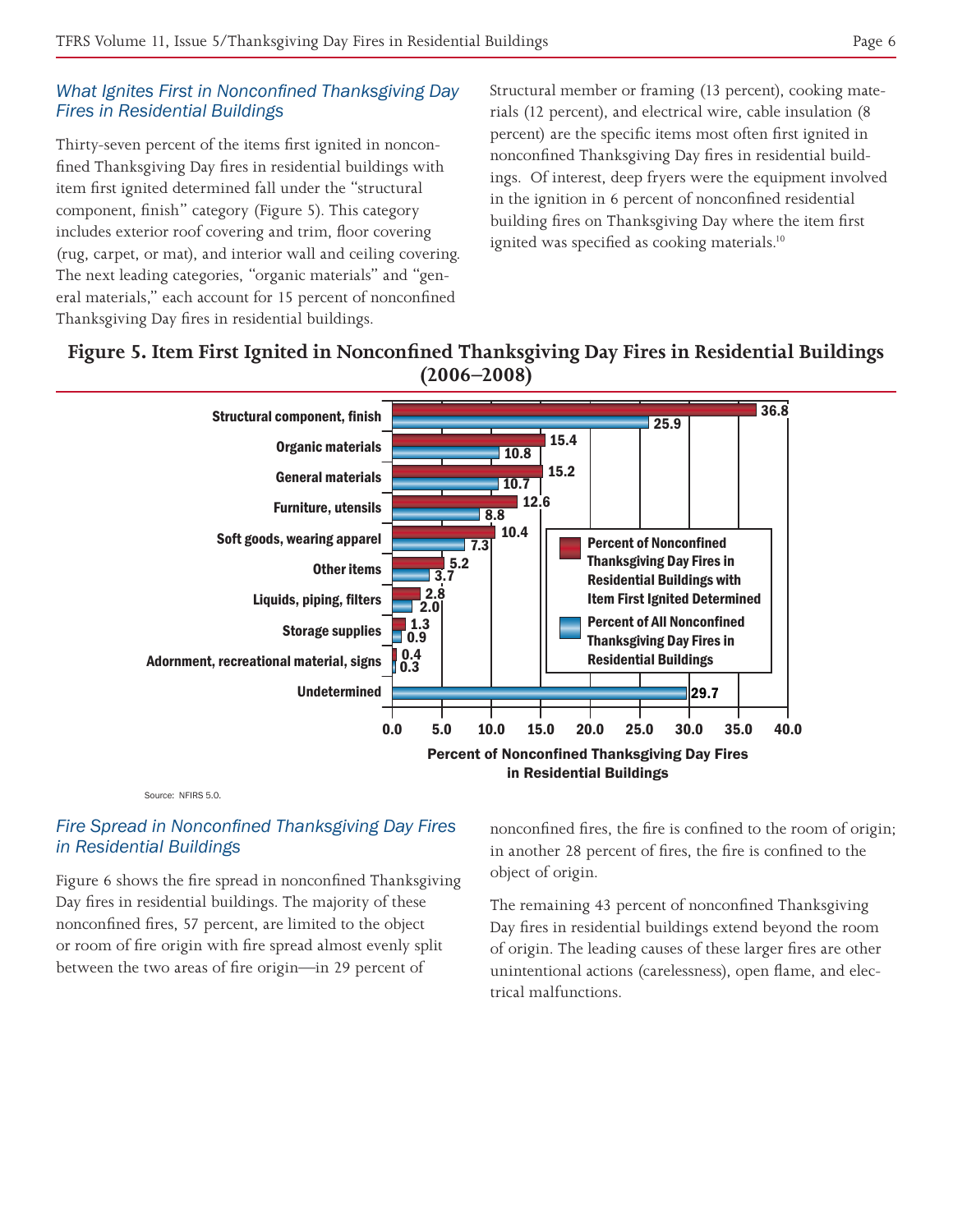### *What Ignites First in Nonconfined Thanksgiving Day Fires in Residential Buildings*

Thirty-seven percent of the items first ignited in nonconfined Thanksgiving Day fires in residential buildings with item first ignited determined fall under the "structural component, finish" category (Figure 5). This category includes exterior roof covering and trim, floor covering (rug, carpet, or mat), and interior wall and ceiling covering. The next leading categories, "organic materials" and "general materials," each account for 15 percent of nonconfined Thanksgiving Day fires in residential buildings.

Structural member or framing (13 percent), cooking materials (12 percent), and electrical wire, cable insulation (8 percent) are the specific items most often first ignited in nonconfined Thanksgiving Day fires in residential buildings. Of interest, deep fryers were the equipment involved in the ignition in 6 percent of nonconfined residential building fires on Thanksgiving Day where the item first ignited was specified as cooking materials.[10]

**Figure 5. Item First Ignited in Nonconfined Thanksgiving Day Fires in Residential Buildings (2006–2008)**

| Item First Ignited | Percent of Nonconfined Thanksgiving Day Fires in Residential Buildings with Item First Ignited Determined | Percent of All Nonconfined Thanksgiving Day Fires in Residential Buildings |
|---|---|---|
| Structural component, finish | 36.8 | 25.9 |
| Organic materials | 15.4 | 10.8 |
| General materials | 15.2 | 10.7 |
| Furniture, utensils | 12.6 | 8.8 |
| Soft goods, wearing apparel | 10.4 | 7.3 |
| Other items | 5.2 | 3.7 |
| Liquids, piping, filters | 2.8 | 2.0 |
| Storage supplies | 1.3 | 0.9 |
| Adornment, recreational material, signs | 0.4 | 0.3 |
| Undetermined | | 29.7 |

Percent of Nonconfined Thanksgiving Day Fires in Residential Buildings

Source: NFIRS 5.0.

### *Fire Spread in Nonconfined Thanksgiving Day Fires in Residential Buildings*

Figure 6 shows the fire spread in nonconfined Thanksgiving Day fires in residential buildings. The majority of these nonconfined fires, 57 percent, are limited to the object or room of fire origin with fire spread almost evenly split between the two areas of fire origin—in 29 percent of nonconfined fires, the fire is confined to the room of origin; in another 28 percent of fires, the fire is confined to the object of origin.

The remaining 43 percent of nonconfined Thanksgiving Day fires in residential buildings extend beyond the room of origin. The leading causes of these larger fires are other unintentional actions (carelessness), open flame, and electrical malfunctions.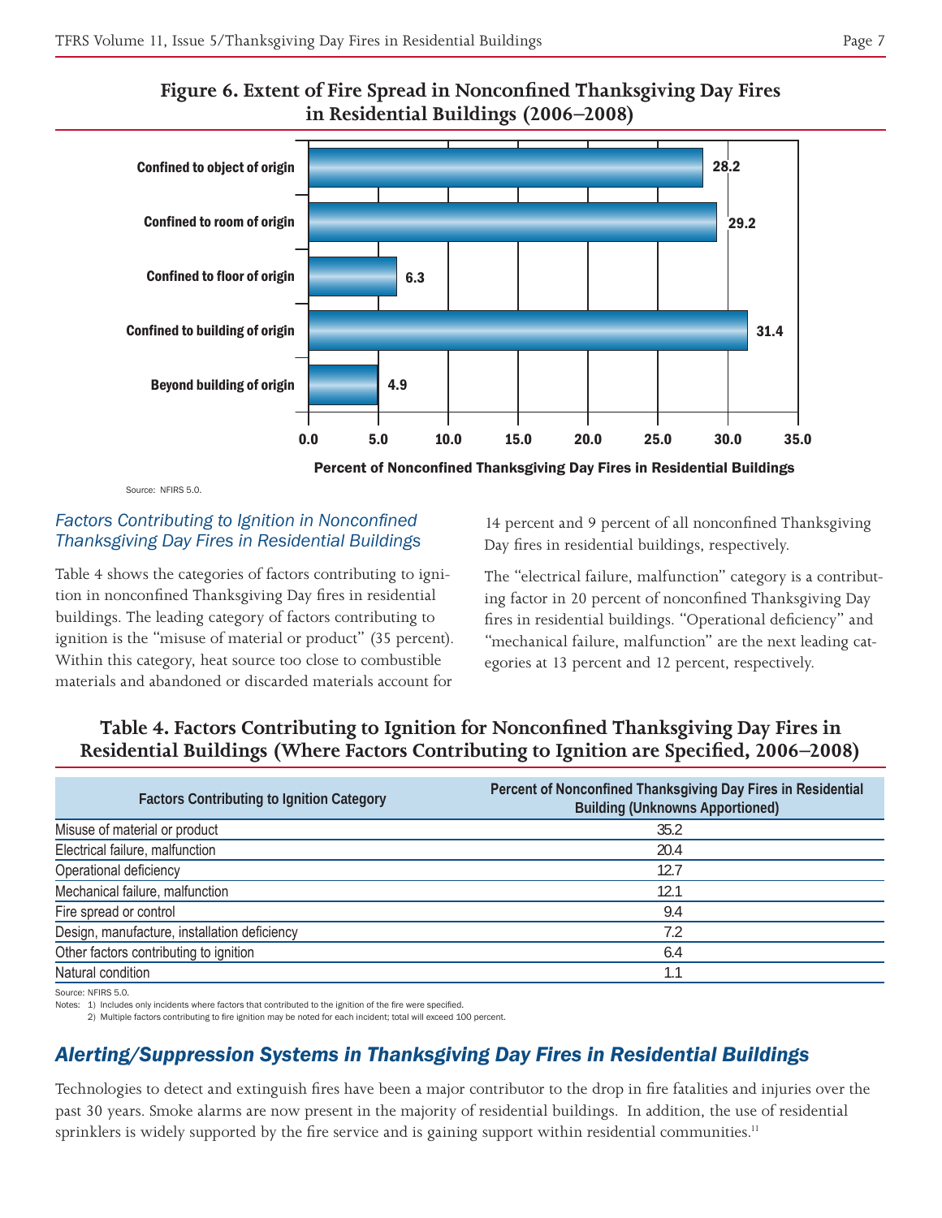**Figure 6. Extent of Fire Spread in Nonconfined Thanksgiving Day Fires in Residential Buildings (2006–2008)**

| Extent of Fire Spread | Percent of Nonconfined Thanksgiving Day Fires in Residential Buildings |
|---|---|
| Confined to object of origin | 28.2 |
| Confined to room of origin | 29.2 |
| Confined to floor of origin | 6.3 |
| Confined to building of origin | 31.4 |
| Beyond building of origin | 4.9 |

Source: NFIRS 5.0.

### *Factors Contributing to Ignition in Nonconfined Thanksgiving Day Fires in Residential Buildings*

Table 4 shows the categories of factors contributing to ignition in nonconfined Thanksgiving Day fires in residential buildings. The leading category of factors contributing to ignition is the "misuse of material or product" (35 percent). Within this category, heat source too close to combustible materials and abandoned or discarded materials account for 14 percent and 9 percent of all nonconfined Thanksgiving Day fires in residential buildings, respectively.

The "electrical failure, malfunction" category is a contributing factor in 20 percent of nonconfined Thanksgiving Day fires in residential buildings. "Operational deficiency" and "mechanical failure, malfunction" are the next leading categories at 13 percent and 12 percent, respectively.

**Table 4. Factors Contributing to Ignition for Nonconfined Thanksgiving Day Fires in Residential Buildings (Where Factors Contributing to Ignition are Specified, 2006–2008)**

| Factors Contributing to Ignition Category | Percent of Nonconfined Thanksgiving Day Fires in Residential Building (Unknowns Apportioned) |
|---|---|
| Misuse of material or product | 35.2 |
| Electrical failure, malfunction | 20.4 |
| Operational deficiency | 12.7 |
| Mechanical failure, malfunction | 12.1 |
| Fire spread or control | 9.4 |
| Design, manufacture, installation deficiency | 7.2 |
| Other factors contributing to ignition | 6.4 |
| Natural condition | 1.1 |

Source: NFIRS 5.0.

Notes: 1) Includes only incidents where factors that contributed to the ignition of the fire were specified.
2) Multiple factors contributing to fire ignition may be noted for each incident; total will exceed 100 percent.

## *Alerting/Suppression Systems in Thanksgiving Day Fires in Residential Buildings*

Technologies to detect and extinguish fires have been a major contributor to the drop in fire fatalities and injuries over the past 30 years. Smoke alarms are now present in the majority of residential buildings. In addition, the use of residential sprinklers is widely supported by the fire service and is gaining support within residential communities.[11]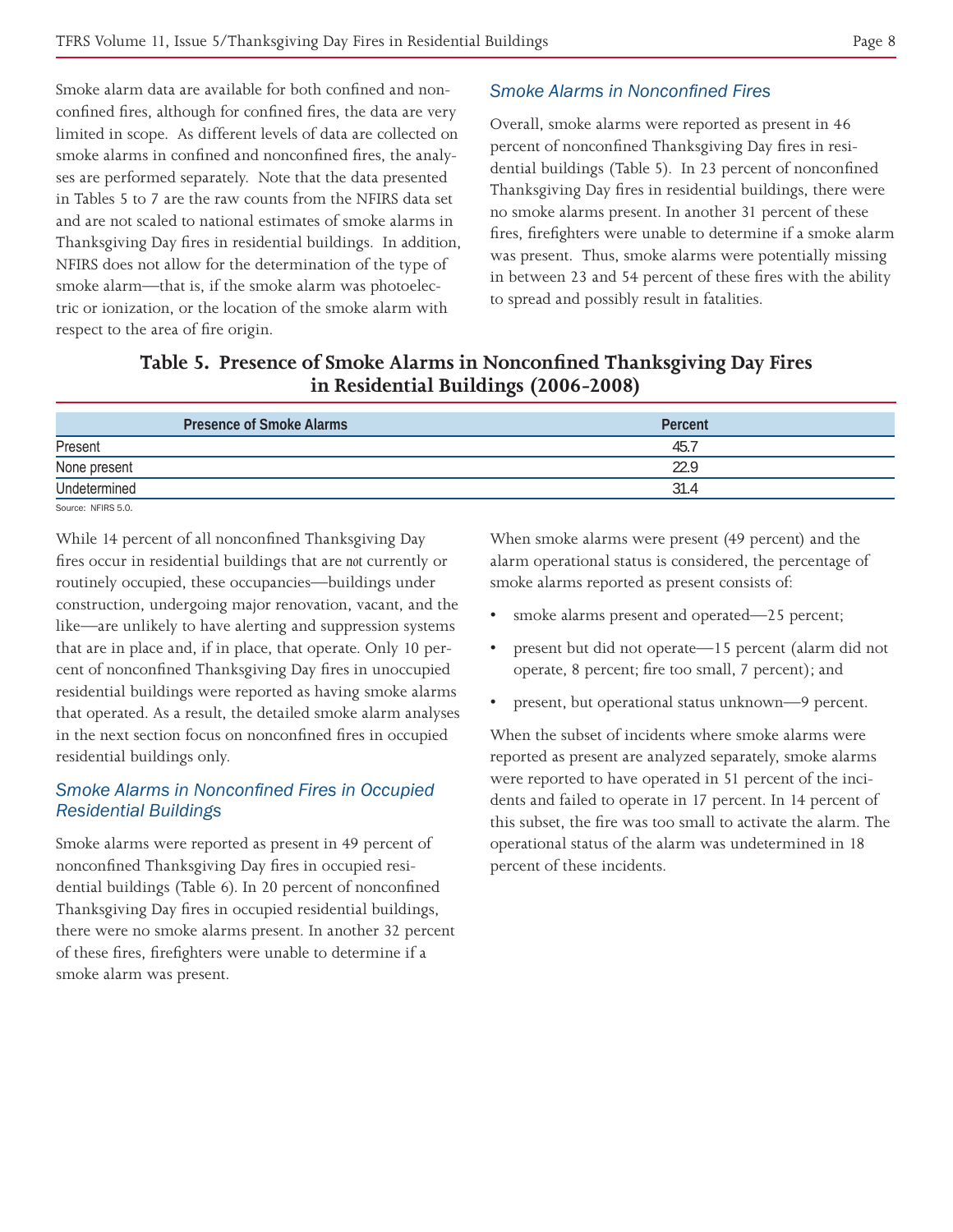Smoke alarm data are available for both confined and nonconfined fires, although for confined fires, the data are very limited in scope. As different levels of data are collected on smoke alarms in confined and nonconfined fires, the analyses are performed separately. Note that the data presented in Tables 5 to 7 are the raw counts from the NFIRS data set and are not scaled to national estimates of smoke alarms in Thanksgiving Day fires in residential buildings. In addition, NFIRS does not allow for the determination of the type of smoke alarm—that is, if the smoke alarm was photoelectric or ionization, or the location of the smoke alarm with respect to the area of fire origin.

### *Smoke Alarms in Nonconfined Fires*

Overall, smoke alarms were reported as present in 46 percent of nonconfined Thanksgiving Day fires in residential buildings (Table 5). In 23 percent of nonconfined Thanksgiving Day fires in residential buildings, there were no smoke alarms present. In another 31 percent of these fires, firefighters were unable to determine if a smoke alarm was present. Thus, smoke alarms were potentially missing in between 23 and 54 percent of these fires with the ability to spread and possibly result in fatalities.

**Table 5. Presence of Smoke Alarms in Nonconfined Thanksgiving Day Fires in Residential Buildings (2006-2008)**

| Presence of Smoke Alarms | Percent |
|---|---|
| Present | 45.7 |
| None present | 22.9 |
| Undetermined | 31.4 |

Source: NFIRS 5.0.

While 14 percent of all nonconfined Thanksgiving Day fires occur in residential buildings that are *not* currently or routinely occupied, these occupancies—buildings under construction, undergoing major renovation, vacant, and the like—are unlikely to have alerting and suppression systems that are in place and, if in place, that operate. Only 10 percent of nonconfined Thanksgiving Day fires in unoccupied residential buildings were reported as having smoke alarms that operated. As a result, the detailed smoke alarm analyses in the next section focus on nonconfined fires in occupied residential buildings only.

### *Smoke Alarms in Nonconfined Fires in Occupied Residential Buildings*

Smoke alarms were reported as present in 49 percent of nonconfined Thanksgiving Day fires in occupied residential buildings (Table 6). In 20 percent of nonconfined Thanksgiving Day fires in occupied residential buildings, there were no smoke alarms present. In another 32 percent of these fires, firefighters were unable to determine if a smoke alarm was present.

When smoke alarms were present (49 percent) and the alarm operational status is considered, the percentage of smoke alarms reported as present consists of:

- smoke alarms present and operated—25 percent;
- present but did not operate—15 percent (alarm did not operate, 8 percent; fire too small, 7 percent); and
- present, but operational status unknown—9 percent.

When the subset of incidents where smoke alarms were reported as present are analyzed separately, smoke alarms were reported to have operated in 51 percent of the incidents and failed to operate in 17 percent. In 14 percent of this subset, the fire was too small to activate the alarm. The operational status of the alarm was undetermined in 18 percent of these incidents.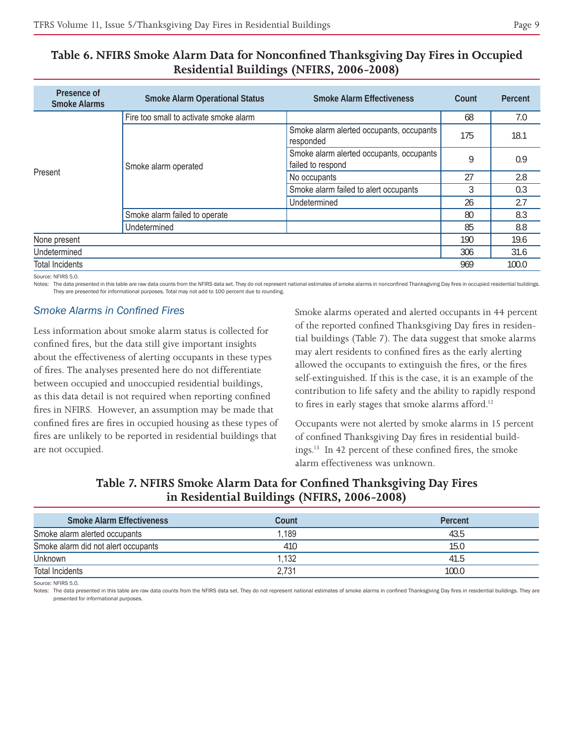## Table 6. NFIRS Smoke Alarm Data for Nonconfined Thanksgiving Day Fires in Occupied Residential Buildings (NFIRS, 2006-2008)

| Presence of Smoke Alarms | Smoke Alarm Operational Status | Smoke Alarm Effectiveness | Count | Percent |
|---|---|---|---|---|
| Present | Fire too small to activate smoke alarm | | 68 | 7.0 |
| | Smoke alarm operated | Smoke alarm alerted occupants, occupants responded | 175 | 18.1 |
| | | Smoke alarm alerted occupants, occupants failed to respond | 9 | 0.9 |
| | | No occupants | 27 | 2.8 |
| | | Smoke alarm failed to alert occupants | 3 | 0.3 |
| | | Undetermined | 26 | 2.7 |
| | Smoke alarm failed to operate | | 80 | 8.3 |
| | Undetermined | | 85 | 8.8 |
| None present | | | 190 | 19.6 |
| Undetermined | | | 306 | 31.6 |
| Total Incidents | | | 969 | 100.0 |

Source: NFIRS 5.0.

Notes: The data presented in this table are raw data counts from the NFIRS data set. They do not represent national estimates of smoke alarms in nonconfined Thanksgiving Day fires in occupied residential buildings. They are presented for informational purposes. Total may not add to 100 percent due to rounding.

### *Smoke Alarms in Confined Fires*

Less information about smoke alarm status is collected for confined fires, but the data still give important insights about the effectiveness of alerting occupants in these types of fires. The analyses presented here do not differentiate between occupied and unoccupied residential buildings, as this data detail is not required when reporting confined fires in NFIRS. However, an assumption may be made that confined fires are fires in occupied housing as these types of fires are unlikely to be reported in residential buildings that are not occupied.

Smoke alarms operated and alerted occupants in 44 percent of the reported confined Thanksgiving Day fires in residential buildings (Table 7). The data suggest that smoke alarms may alert residents to confined fires as the early alerting allowed the occupants to extinguish the fires, or the fires self-extinguished. If this is the case, it is an example of the contribution to life safety and the ability to rapidly respond to fires in early stages that smoke alarms afford.[12]

Occupants were not alerted by smoke alarms in 15 percent of confined Thanksgiving Day fires in residential buildings.[13] In 42 percent of these confined fires, the smoke alarm effectiveness was unknown.

## Table 7. NFIRS Smoke Alarm Data for Confined Thanksgiving Day Fires in Residential Buildings (NFIRS, 2006-2008)

| Smoke Alarm Effectiveness | Count | Percent |
|---|---|---|
| Smoke alarm alerted occupants | 1,189 | 43.5 |
| Smoke alarm did not alert occupants | 410 | 15.0 |
| Unknown | 1,132 | 41.5 |
| Total Incidents | 2,731 | 100.0 |

Source: NFIRS 5.0.

Notes: The data presented in this table are raw data counts from the NFIRS data set. They do not represent national estimates of smoke alarms in confined Thanksgiving Day fires in residential buildings. They are presented for informational purposes.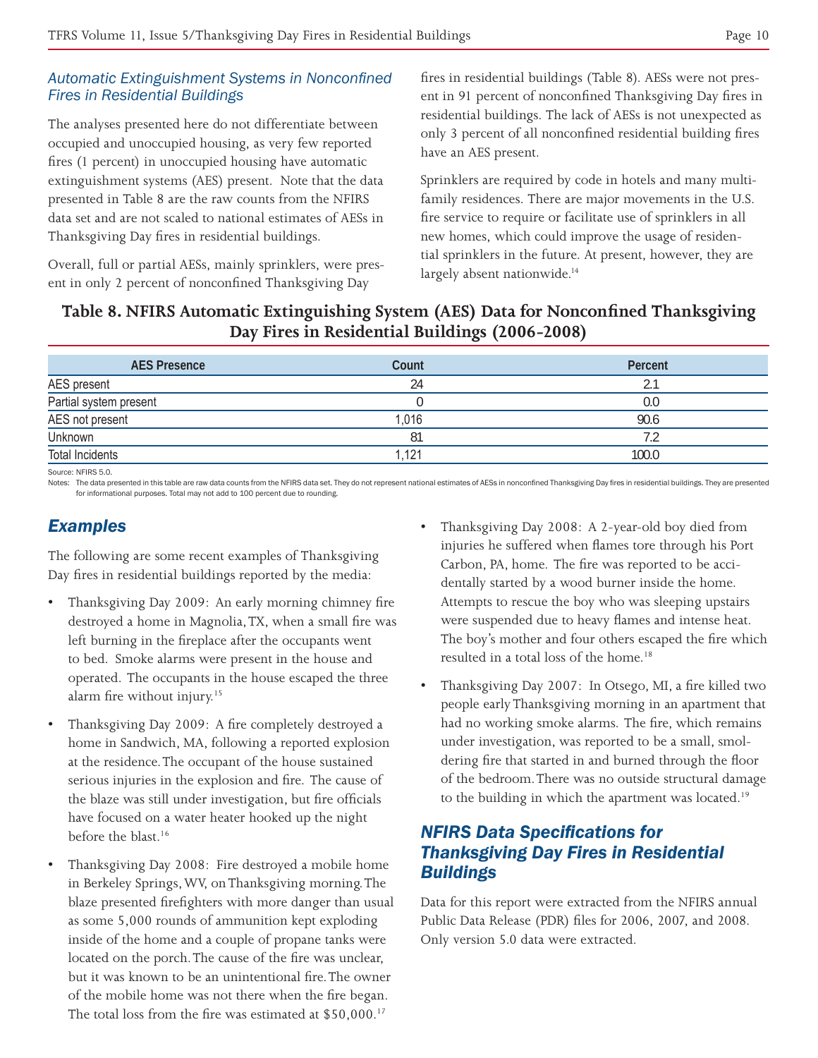### *Automatic Extinguishment Systems in Nonconfined Fires in Residential Buildings*

The analyses presented here do not differentiate between occupied and unoccupied housing, as very few reported fires (1 percent) in unoccupied housing have automatic extinguishment systems (AES) present. Note that the data presented in Table 8 are the raw counts from the NFIRS data set and are not scaled to national estimates of AESs in Thanksgiving Day fires in residential buildings.

Overall, full or partial AESs, mainly sprinklers, were present in only 2 percent of nonconfined Thanksgiving Day fires in residential buildings (Table 8). AESs were not present in 91 percent of nonconfined Thanksgiving Day fires in residential buildings. The lack of AESs is not unexpected as only 3 percent of all nonconfined residential building fires have an AES present.

Sprinklers are required by code in hotels and many multifamily residences. There are major movements in the U.S. fire service to require or facilitate use of sprinklers in all new homes, which could improve the usage of residential sprinklers in the future. At present, however, they are largely absent nationwide.[14]

**Table 8. NFIRS Automatic Extinguishing System (AES) Data for Nonconfined Thanksgiving Day Fires in Residential Buildings (2006-2008)**

| AES Presence | Count | Percent |
|---|---|---|
| AES present | 24 | 2.1 |
| Partial system present | 0 | 0.0 |
| AES not present | 1,016 | 90.6 |
| Unknown | 81 | 7.2 |
| Total Incidents | 1,121 | 100.0 |

Source: NFIRS 5.0.

Notes: The data presented in this table are raw data counts from the NFIRS data set. They do not represent national estimates of AESs in nonconfined Thanksgiving Day fires in residential buildings. They are presented for informational purposes. Total may not add to 100 percent due to rounding.

## *Examples*

The following are some recent examples of Thanksgiving Day fires in residential buildings reported by the media:

- Thanksgiving Day 2009: An early morning chimney fire destroyed a home in Magnolia, TX, when a small fire was left burning in the fireplace after the occupants went to bed. Smoke alarms were present in the house and operated. The occupants in the house escaped the three alarm fire without injury.[15]
- Thanksgiving Day 2009: A fire completely destroyed a home in Sandwich, MA, following a reported explosion at the residence. The occupant of the house sustained serious injuries in the explosion and fire. The cause of the blaze was still under investigation, but fire officials have focused on a water heater hooked up the night before the blast.[16]
- Thanksgiving Day 2008: Fire destroyed a mobile home in Berkeley Springs, WV, on Thanksgiving morning. The blaze presented firefighters with more danger than usual as some 5,000 rounds of ammunition kept exploding inside of the home and a couple of propane tanks were located on the porch. The cause of the fire was unclear, but it was known to be an unintentional fire. The owner of the mobile home was not there when the fire began. The total loss from the fire was estimated at $50,000.[17]
- Thanksgiving Day 2008: A 2-year-old boy died from injuries he suffered when flames tore through his Port Carbon, PA, home. The fire was reported to be accidentally started by a wood burner inside the home. Attempts to rescue the boy who was sleeping upstairs were suspended due to heavy flames and intense heat. The boy's mother and four others escaped the fire which resulted in a total loss of the home.[18]
- Thanksgiving Day 2007: In Otsego, MI, a fire killed two people early Thanksgiving morning in an apartment that had no working smoke alarms. The fire, which remains under investigation, was reported to be a small, smoldering fire that started in and burned through the floor of the bedroom. There was no outside structural damage to the building in which the apartment was located.[19]

## *NFIRS Data Specifications for Thanksgiving Day Fires in Residential Buildings*

Data for this report were extracted from the NFIRS annual Public Data Release (PDR) files for 2006, 2007, and 2008. Only version 5.0 data were extracted.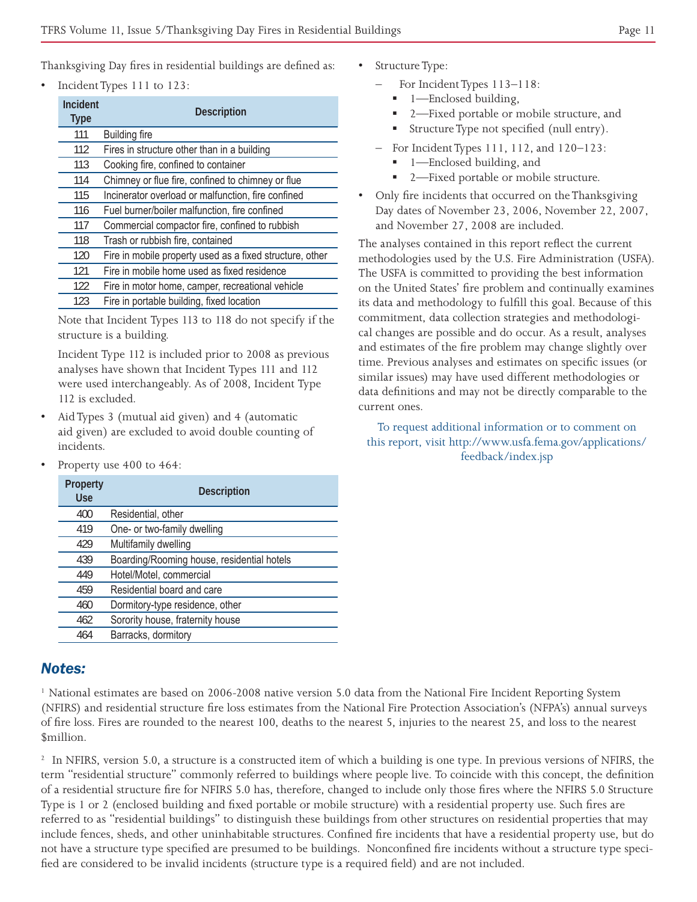Thanksgiving Day fires in residential buildings are defined as:

- Incident Types 111 to 123:

| Incident Type | Description |
|---|---|
| 111 | Building fire |
| 112 | Fires in structure other than in a building |
| 113 | Cooking fire, confined to container |
| 114 | Chimney or flue fire, confined to chimney or flue |
| 115 | Incinerator overload or malfunction, fire confined |
| 116 | Fuel burner/boiler malfunction, fire confined |
| 117 | Commercial compactor fire, confined to rubbish |
| 118 | Trash or rubbish fire, contained |
| 120 | Fire in mobile property used as a fixed structure, other |
| 121 | Fire in mobile home used as fixed residence |
| 122 | Fire in motor home, camper, recreational vehicle |
| 123 | Fire in portable building, fixed location |

  Note that Incident Types 113 to 118 do not specify if the structure is a building.

  Incident Type 112 is included prior to 2008 as previous analyses have shown that Incident Types 111 and 112 were used interchangeably. As of 2008, Incident Type 112 is excluded.

- Aid Types 3 (mutual aid given) and 4 (automatic aid given) are excluded to avoid double counting of incidents.

- Property use 400 to 464:

| Property Use | Description |
|---|---|
| 400 | Residential, other |
| 419 | One- or two-family dwelling |
| 429 | Multifamily dwelling |
| 439 | Boarding/Rooming house, residential hotels |
| 449 | Hotel/Motel, commercial |
| 459 | Residential board and care |
| 460 | Dormitory-type residence, other |
| 462 | Sorority house, fraternity house |
| 464 | Barracks, dormitory |

- Structure Type:
  - For Incident Types 113–118:
    - 1—Enclosed building,
    - 2—Fixed portable or mobile structure, and
    - Structure Type not specified (null entry).
  - For Incident Types 111, 112, and 120–123:
    - 1—Enclosed building, and
    - 2—Fixed portable or mobile structure.

- Only fire incidents that occurred on the Thanksgiving Day dates of November 23, 2006, November 22, 2007, and November 27, 2008 are included.

The analyses contained in this report reflect the current methodologies used by the U.S. Fire Administration (USFA). The USFA is committed to providing the best information on the United States' fire problem and continually examines its data and methodology to fulfill this goal. Because of this commitment, data collection strategies and methodological changes are possible and do occur. As a result, analyses and estimates of the fire problem may change slightly over time. Previous analyses and estimates on specific issues (or similar issues) may have used different methodologies or data definitions and may not be directly comparable to the current ones.

To request additional information or to comment on this report, visit http://www.usfa.fema.gov/applications/feedback/index.jsp

## *Notes:*

[1] National estimates are based on 2006-2008 native version 5.0 data from the National Fire Incident Reporting System (NFIRS) and residential structure fire loss estimates from the National Fire Protection Association's (NFPA's) annual surveys of fire loss. Fires are rounded to the nearest 100, deaths to the nearest 5, injuries to the nearest 25, and loss to the nearest $million.

[2] In NFIRS, version 5.0, a structure is a constructed item of which a building is one type. In previous versions of NFIRS, the term "residential structure" commonly referred to buildings where people live. To coincide with this concept, the definition of a residential structure fire for NFIRS 5.0 has, therefore, changed to include only those fires where the NFIRS 5.0 Structure Type is 1 or 2 (enclosed building and fixed portable or mobile structure) with a residential property use. Such fires are referred to as "residential buildings" to distinguish these buildings from other structures on residential properties that may include fences, sheds, and other uninhabitable structures. Confined fire incidents that have a residential property use, but do not have a structure type specified are presumed to be buildings. Nonconfined fire incidents without a structure type specified are considered to be invalid incidents (structure type is a required field) and are not included.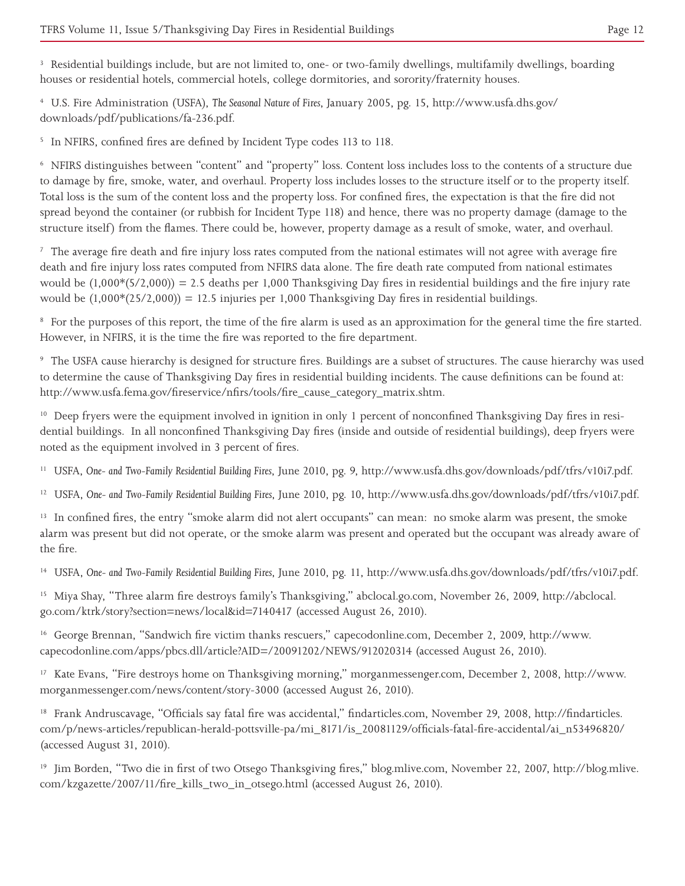[3] Residential buildings include, but are not limited to, one- or two-family dwellings, multifamily dwellings, boarding houses or residential hotels, commercial hotels, college dormitories, and sorority/fraternity houses.

[4] U.S. Fire Administration (USFA), *The Seasonal Nature of Fires*, January 2005, pg. 15, http://www.usfa.dhs.gov/downloads/pdf/publications/fa-236.pdf.

[5] In NFIRS, confined fires are defined by Incident Type codes 113 to 118.

[6] NFIRS distinguishes between "content" and "property" loss. Content loss includes loss to the contents of a structure due to damage by fire, smoke, water, and overhaul. Property loss includes losses to the structure itself or to the property itself. Total loss is the sum of the content loss and the property loss. For confined fires, the expectation is that the fire did not spread beyond the container (or rubbish for Incident Type 118) and hence, there was no property damage (damage to the structure itself) from the flames. There could be, however, property damage as a result of smoke, water, and overhaul.

[7] The average fire death and fire injury loss rates computed from the national estimates will not agree with average fire death and fire injury loss rates computed from NFIRS data alone. The fire death rate computed from national estimates would be (1,000*(5/2,000)) = 2.5 deaths per 1,000 Thanksgiving Day fires in residential buildings and the fire injury rate would be (1,000*(25/2,000)) = 12.5 injuries per 1,000 Thanksgiving Day fires in residential buildings.

[8] For the purposes of this report, the time of the fire alarm is used as an approximation for the general time the fire started. However, in NFIRS, it is the time the fire was reported to the fire department.

[9] The USFA cause hierarchy is designed for structure fires. Buildings are a subset of structures. The cause hierarchy was used to determine the cause of Thanksgiving Day fires in residential building incidents. The cause definitions can be found at: http://www.usfa.fema.gov/fireservice/nfirs/tools/fire_cause_category_matrix.shtm.

[10] Deep fryers were the equipment involved in ignition in only 1 percent of nonconfined Thanksgiving Day fires in residential buildings. In all nonconfined Thanksgiving Day fires (inside and outside of residential buildings), deep fryers were noted as the equipment involved in 3 percent of fires.

[11] USFA, *One- and Two-Family Residential Building Fires*, June 2010, pg. 9, http://www.usfa.dhs.gov/downloads/pdf/tfrs/v10i7.pdf.

[12] USFA, *One- and Two-Family Residential Building Fires*, June 2010, pg. 10, http://www.usfa.dhs.gov/downloads/pdf/tfrs/v10i7.pdf.

[13] In confined fires, the entry "smoke alarm did not alert occupants" can mean: no smoke alarm was present, the smoke alarm was present but did not operate, or the smoke alarm was present and operated but the occupant was already aware of the fire.

[14] USFA, *One- and Two-Family Residential Building Fires*, June 2010, pg. 11, http://www.usfa.dhs.gov/downloads/pdf/tfrs/v10i7.pdf.

[15] Miya Shay, "Three alarm fire destroys family's Thanksgiving," abclocal.go.com, November 26, 2009, http://abclocal.go.com/ktrk/story?section=news/local&id=7140417 (accessed August 26, 2010).

[16] George Brennan, "Sandwich fire victim thanks rescuers," capecodonline.com, December 2, 2009, http://www.capecodonline.com/apps/pbcs.dll/article?AID=/20091202/NEWS/912020314 (accessed August 26, 2010).

[17] Kate Evans, "Fire destroys home on Thanksgiving morning," morganmessenger.com, December 2, 2008, http://www.morganmessenger.com/news/content/story-3000 (accessed August 26, 2010).

[18] Frank Andruscavage, "Officials say fatal fire was accidental," findarticles.com, November 29, 2008, http://findarticles.com/p/news-articles/republican-herald-pottsville-pa/mi_8171/is_20081129/officials-fatal-fire-accidental/ai_n53496820/ (accessed August 31, 2010).

[19] Jim Borden, "Two die in first of two Otsego Thanksgiving fires," blog.mlive.com, November 22, 2007, http://blog.mlive.com/kzgazette/2007/11/fire_kills_two_in_otsego.html (accessed August 26, 2010).